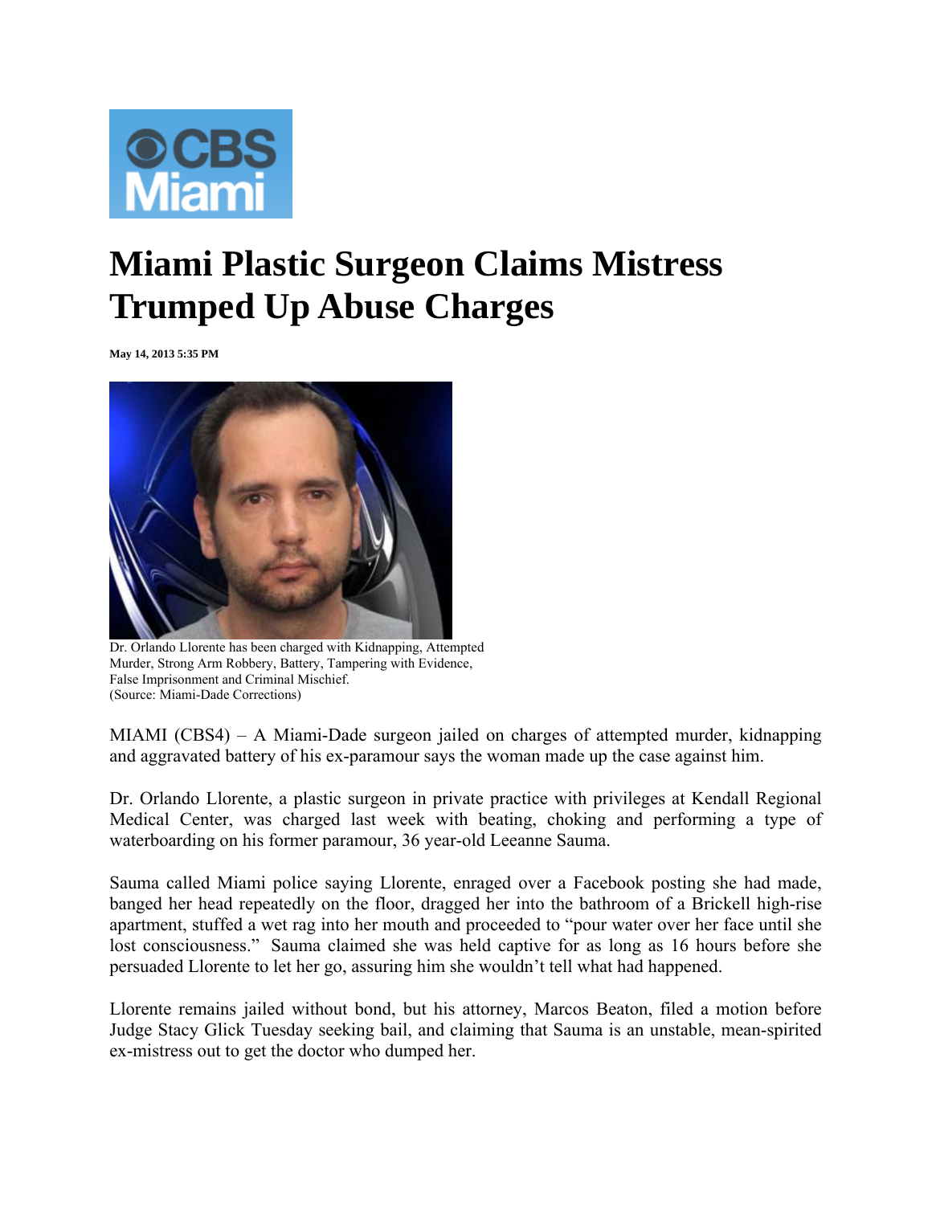# Miami Plastic Surgeon Claims Mistress Trumped Up Abuse Charges

**May 14, 2013 5:35 PM**

Dr. Orlando Llorente has been charged with Kidnapping, Attempted Murder, Strong Arm Robbery, Battery, Tampering with Evidence, False Imprisonment and Criminal Mischief.
(Source: Miami-Dade Corrections)

MIAMI (CBS4) – A Miami-Dade surgeon jailed on charges of attempted murder, kidnapping and aggravated battery of his ex-paramour says the woman made up the case against him.

Dr. Orlando Llorente, a plastic surgeon in private practice with privileges at Kendall Regional Medical Center, was charged last week with beating, choking and performing a type of waterboarding on his former paramour, 36 year-old Leeanne Sauma.

Sauma called Miami police saying Llorente, enraged over a Facebook posting she had made, banged her head repeatedly on the floor, dragged her into the bathroom of a Brickell high-rise apartment, stuffed a wet rag into her mouth and proceeded to "pour water over her face until she lost consciousness." Sauma claimed she was held captive for as long as 16 hours before she persuaded Llorente to let her go, assuring him she wouldn't tell what had happened.

Llorente remains jailed without bond, but his attorney, Marcos Beaton, filed a motion before Judge Stacy Glick Tuesday seeking bail, and claiming that Sauma is an unstable, mean-spirited ex-mistress out to get the doctor who dumped her.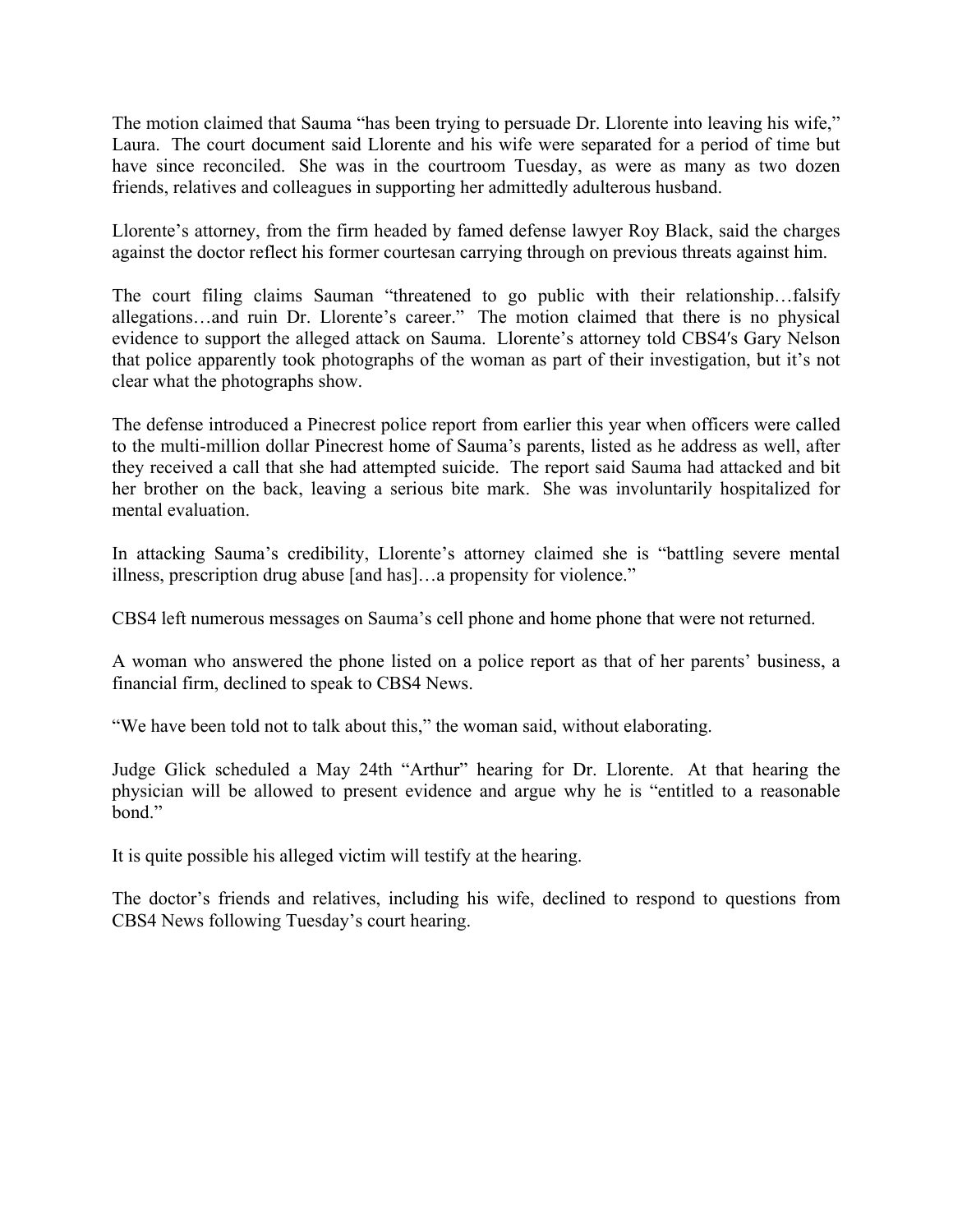The motion claimed that Sauma "has been trying to persuade Dr. Llorente into leaving his wife," Laura. The court document said Llorente and his wife were separated for a period of time but have since reconciled. She was in the courtroom Tuesday, as were as many as two dozen friends, relatives and colleagues in supporting her admittedly adulterous husband.

Llorente's attorney, from the firm headed by famed defense lawyer Roy Black, said the charges against the doctor reflect his former courtesan carrying through on previous threats against him.

The court filing claims Sauman "threatened to go public with their relationship…falsify allegations…and ruin Dr. Llorente's career." The motion claimed that there is no physical evidence to support the alleged attack on Sauma. Llorente's attorney told CBS4′s Gary Nelson that police apparently took photographs of the woman as part of their investigation, but it's not clear what the photographs show.

The defense introduced a Pinecrest police report from earlier this year when officers were called to the multi-million dollar Pinecrest home of Sauma's parents, listed as he address as well, after they received a call that she had attempted suicide. The report said Sauma had attacked and bit her brother on the back, leaving a serious bite mark. She was involuntarily hospitalized for mental evaluation.

In attacking Sauma's credibility, Llorente's attorney claimed she is "battling severe mental illness, prescription drug abuse [and has]…a propensity for violence."

CBS4 left numerous messages on Sauma's cell phone and home phone that were not returned.

A woman who answered the phone listed on a police report as that of her parents' business, a financial firm, declined to speak to CBS4 News.

"We have been told not to talk about this," the woman said, without elaborating.

Judge Glick scheduled a May 24th "Arthur" hearing for Dr. Llorente. At that hearing the physician will be allowed to present evidence and argue why he is "entitled to a reasonable bond."

It is quite possible his alleged victim will testify at the hearing.

The doctor's friends and relatives, including his wife, declined to respond to questions from CBS4 News following Tuesday's court hearing.